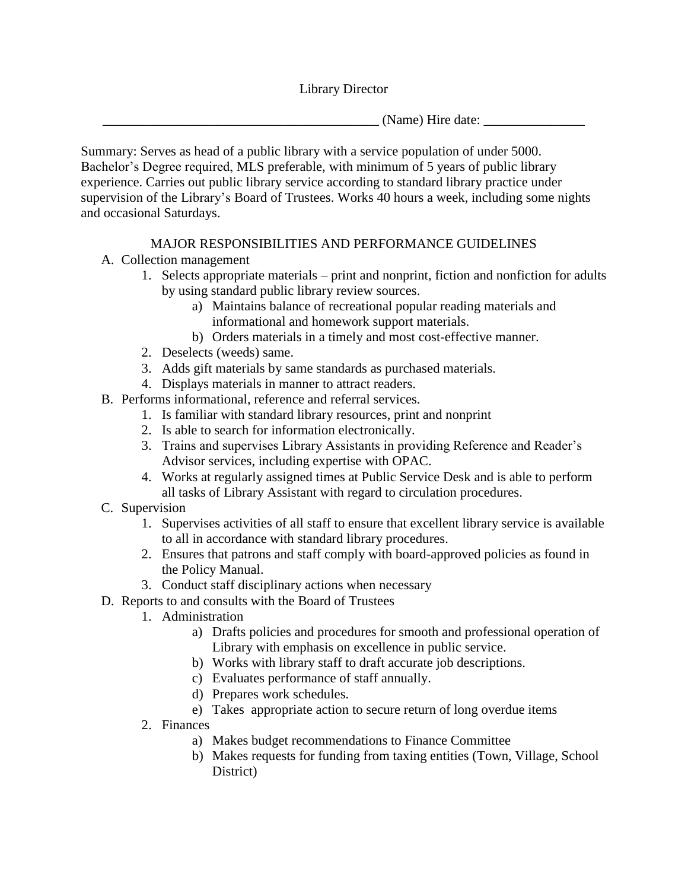# Library Director

_________________________________________ (Name) Hire date: _______________

Summary: Serves as head of a public library with a service population of under 5000. Bachelor's Degree required, MLS preferable, with minimum of 5 years of public library experience. Carries out public library service according to standard library practice under supervision of the Library's Board of Trustees. Works 40 hours a week, including some nights and occasional Saturdays.

## MAJOR RESPONSIBILITIES AND PERFORMANCE GUIDELINES

A. Collection management
   1. Selects appropriate materials – print and nonprint, fiction and nonfiction for adults by using standard public library review sources.
      a) Maintains balance of recreational popular reading materials and informational and homework support materials.
      b) Orders materials in a timely and most cost-effective manner.
   2. Deselects (weeds) same.
   3. Adds gift materials by same standards as purchased materials.
   4. Displays materials in manner to attract readers.

B. Performs informational, reference and referral services.
   1. Is familiar with standard library resources, print and nonprint
   2. Is able to search for information electronically.
   3. Trains and supervises Library Assistants in providing Reference and Reader's Advisor services, including expertise with OPAC.
   4. Works at regularly assigned times at Public Service Desk and is able to perform all tasks of Library Assistant with regard to circulation procedures.

C. Supervision
   1. Supervises activities of all staff to ensure that excellent library service is available to all in accordance with standard library procedures.
   2. Ensures that patrons and staff comply with board-approved policies as found in the Policy Manual.
   3. Conduct staff disciplinary actions when necessary

D. Reports to and consults with the Board of Trustees
   1. Administration
      a) Drafts policies and procedures for smooth and professional operation of Library with emphasis on excellence in public service.
      b) Works with library staff to draft accurate job descriptions.
      c) Evaluates performance of staff annually.
      d) Prepares work schedules.
      e) Takes appropriate action to secure return of long overdue items
   2. Finances
      a) Makes budget recommendations to Finance Committee
      b) Makes requests for funding from taxing entities (Town, Village, School District)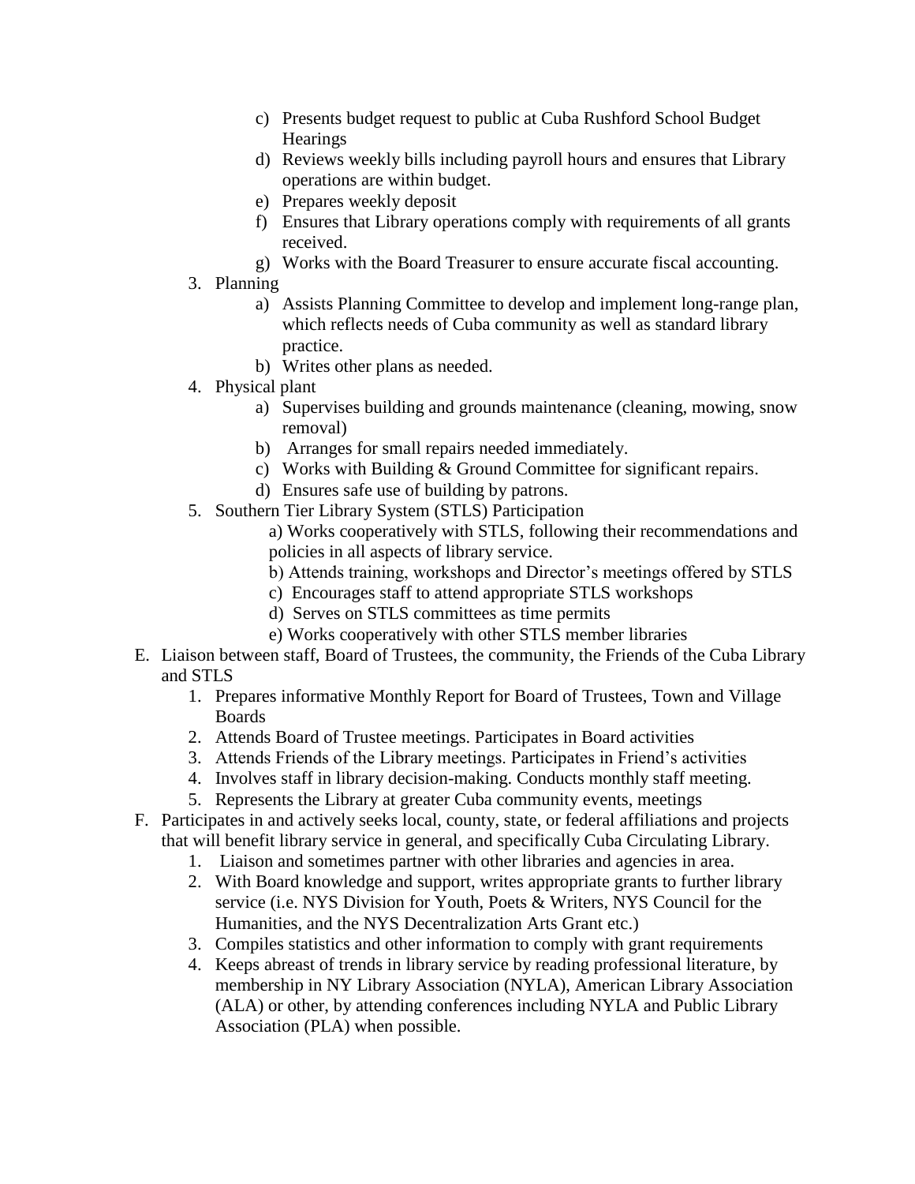c) Presents budget request to public at Cuba Rushford School Budget Hearings
   d) Reviews weekly bills including payroll hours and ensures that Library operations are within budget.
   e) Prepares weekly deposit
   f) Ensures that Library operations comply with requirements of all grants received.
   g) Works with the Board Treasurer to ensure accurate fiscal accounting.

3. Planning
   a) Assists Planning Committee to develop and implement long-range plan, which reflects needs of Cuba community as well as standard library practice.
   b) Writes other plans as needed.
4. Physical plant
   a) Supervises building and grounds maintenance (cleaning, mowing, snow removal)
   b) Arranges for small repairs needed immediately.
   c) Works with Building & Ground Committee for significant repairs.
   d) Ensures safe use of building by patrons.
5. Southern Tier Library System (STLS) Participation
   a) Works cooperatively with STLS, following their recommendations and policies in all aspects of library service.
   b) Attends training, workshops and Director's meetings offered by STLS
   c) Encourages staff to attend appropriate STLS workshops
   d) Serves on STLS committees as time permits
   e) Works cooperatively with other STLS member libraries

E. Liaison between staff, Board of Trustees, the community, the Friends of the Cuba Library and STLS
   1. Prepares informative Monthly Report for Board of Trustees, Town and Village Boards
   2. Attends Board of Trustee meetings. Participates in Board activities
   3. Attends Friends of the Library meetings. Participates in Friend's activities
   4. Involves staff in library decision-making. Conducts monthly staff meeting.
   5. Represents the Library at greater Cuba community events, meetings

F. Participates in and actively seeks local, county, state, or federal affiliations and projects that will benefit library service in general, and specifically Cuba Circulating Library.
   1. Liaison and sometimes partner with other libraries and agencies in area.
   2. With Board knowledge and support, writes appropriate grants to further library service (i.e. NYS Division for Youth, Poets & Writers, NYS Council for the Humanities, and the NYS Decentralization Arts Grant etc.)
   3. Compiles statistics and other information to comply with grant requirements
   4. Keeps abreast of trends in library service by reading professional literature, by membership in NY Library Association (NYLA), American Library Association (ALA) or other, by attending conferences including NYLA and Public Library Association (PLA) when possible.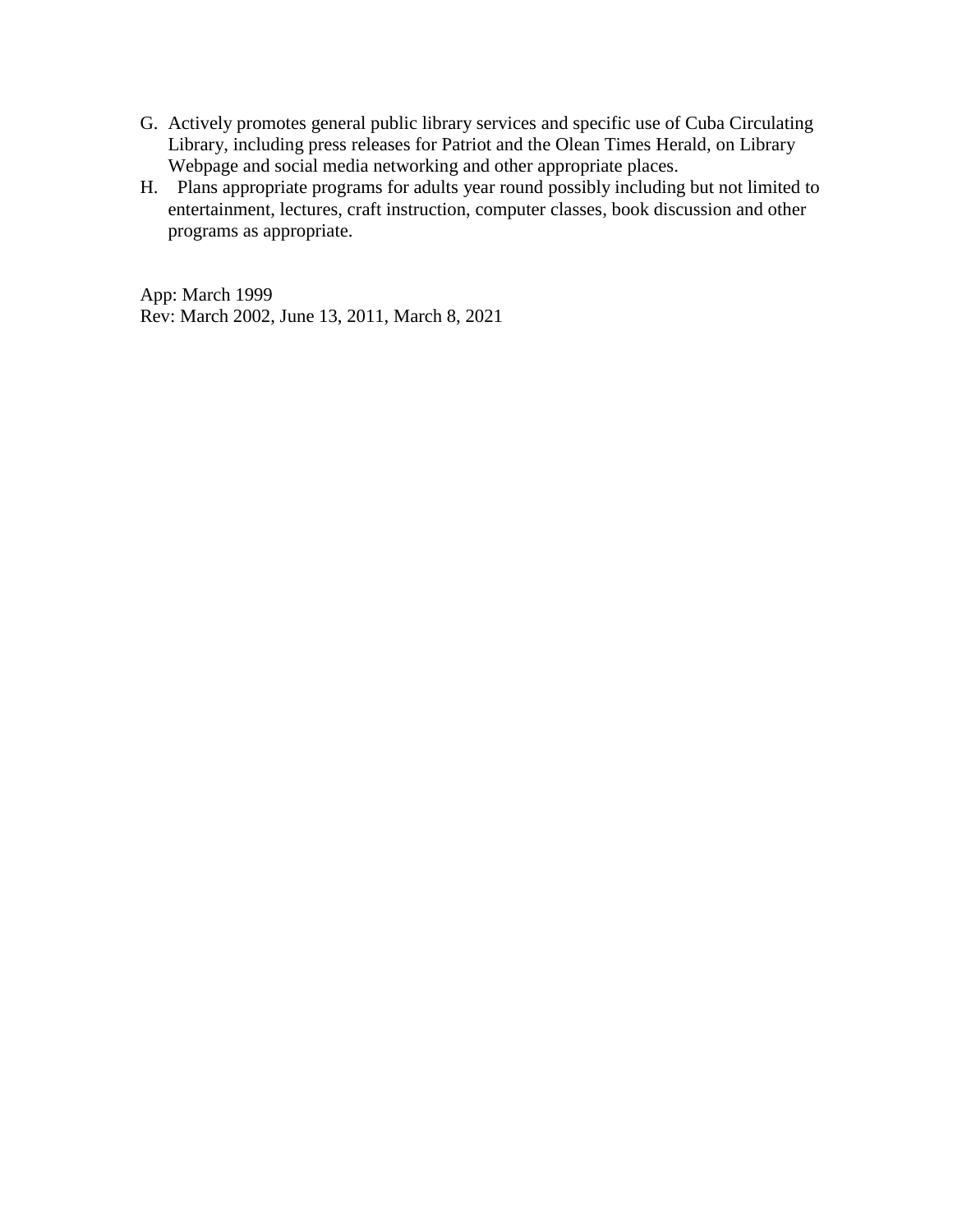G. Actively promotes general public library services and specific use of Cuba Circulating Library, including press releases for Patriot and the Olean Times Herald, on Library Webpage and social media networking and other appropriate places.
H. Plans appropriate programs for adults year round possibly including but not limited to entertainment, lectures, craft instruction, computer classes, book discussion and other programs as appropriate.

App: March 1999
Rev: March 2002, June 13, 2011, March 8, 2021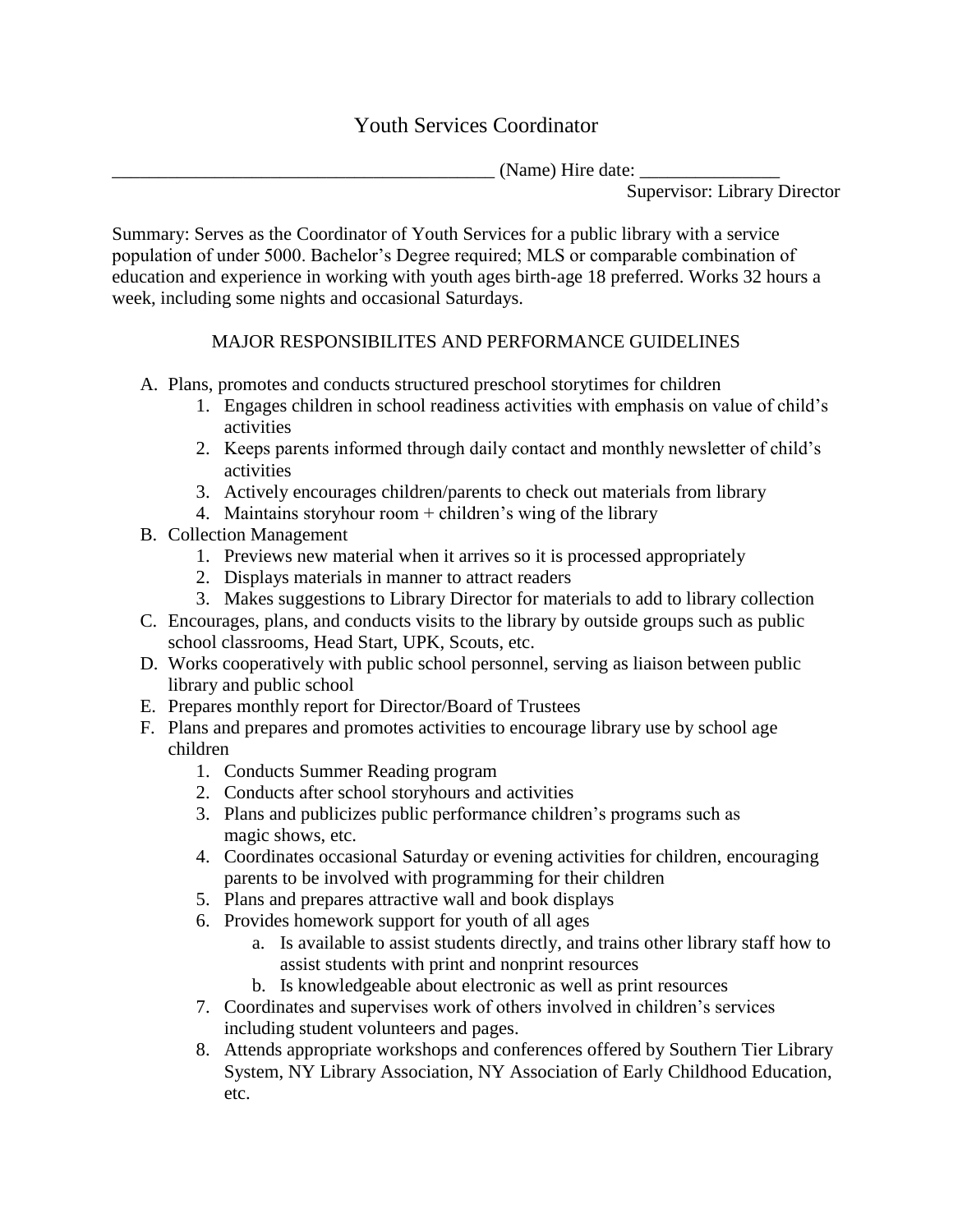# Youth Services Coordinator

_________________________________________ (Name) Hire date: _______________

Supervisor: Library Director

Summary: Serves as the Coordinator of Youth Services for a public library with a service population of under 5000. Bachelor's Degree required; MLS or comparable combination of education and experience in working with youth ages birth-age 18 preferred. Works 32 hours a week, including some nights and occasional Saturdays.

## MAJOR RESPONSIBILITES AND PERFORMANCE GUIDELINES

A. Plans, promotes and conducts structured preschool storytimes for children
   1. Engages children in school readiness activities with emphasis on value of child's activities
   2. Keeps parents informed through daily contact and monthly newsletter of child's activities
   3. Actively encourages children/parents to check out materials from library
   4. Maintains storyhour room + children's wing of the library

B. Collection Management
   1. Previews new material when it arrives so it is processed appropriately
   2. Displays materials in manner to attract readers
   3. Makes suggestions to Library Director for materials to add to library collection

C. Encourages, plans, and conducts visits to the library by outside groups such as public school classrooms, Head Start, UPK, Scouts, etc.

D. Works cooperatively with public school personnel, serving as liaison between public library and public school

E. Prepares monthly report for Director/Board of Trustees

F. Plans and prepares and promotes activities to encourage library use by school age children
   1. Conducts Summer Reading program
   2. Conducts after school storyhours and activities
   3. Plans and publicizes public performance children's programs such as magic shows, etc.
   4. Coordinates occasional Saturday or evening activities for children, encouraging parents to be involved with programming for their children
   5. Plans and prepares attractive wall and book displays
   6. Provides homework support for youth of all ages
      a. Is available to assist students directly, and trains other library staff how to assist students with print and nonprint resources
      b. Is knowledgeable about electronic as well as print resources
   7. Coordinates and supervises work of others involved in children's services including student volunteers and pages.
   8. Attends appropriate workshops and conferences offered by Southern Tier Library System, NY Library Association, NY Association of Early Childhood Education, etc.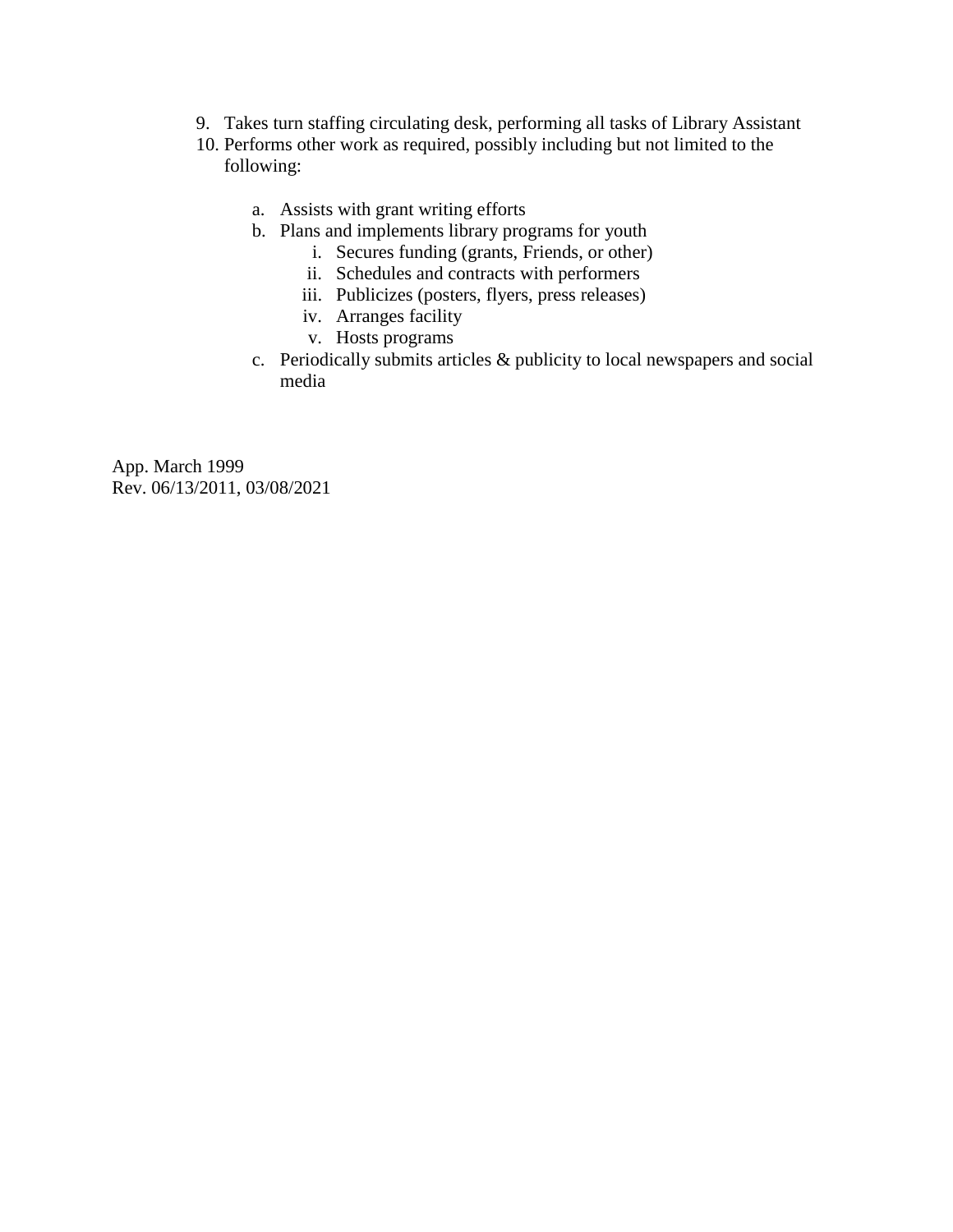9. Takes turn staffing circulating desk, performing all tasks of Library Assistant
10. Performs other work as required, possibly including but not limited to the following:

    a. Assists with grant writing efforts
    b. Plans and implements library programs for youth
        i. Secures funding (grants, Friends, or other)
        ii. Schedules and contracts with performers
        iii. Publicizes (posters, flyers, press releases)
        iv. Arranges facility
        v. Hosts programs
    c. Periodically submits articles & publicity to local newspapers and social media

App. March 1999
Rev. 06/13/2011, 03/08/2021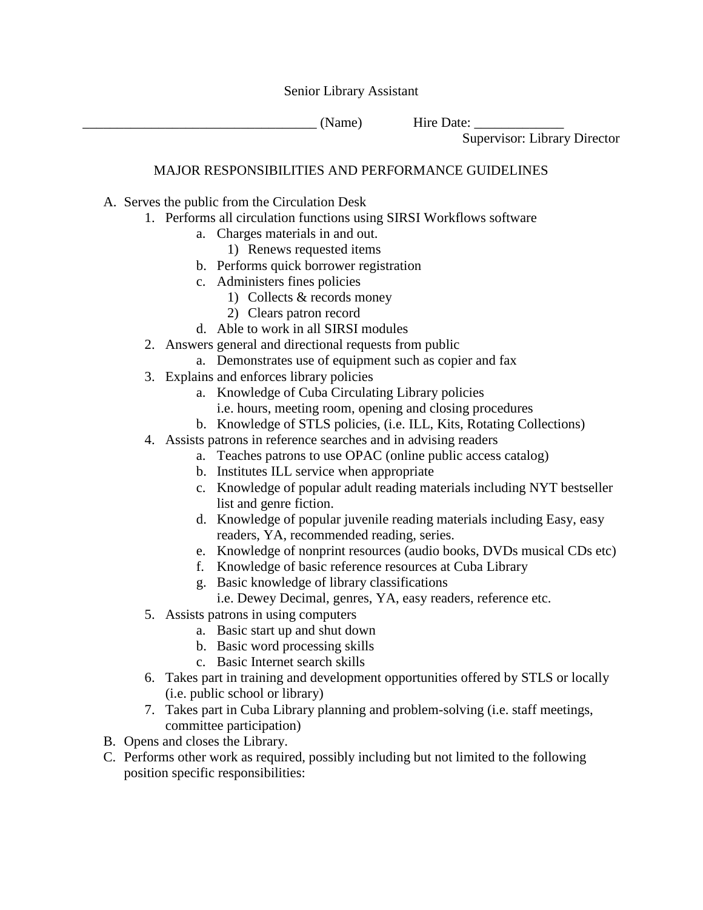Senior Library Assistant

__________________________________ (Name)            Hire Date: _____________

Supervisor: Library Director

MAJOR RESPONSIBILITIES AND PERFORMANCE GUIDELINES

A. Serves the public from the Circulation Desk
    1. Performs all circulation functions using SIRSI Workflows software
        a. Charges materials in and out.
            1) Renews requested items
        b. Performs quick borrower registration
        c. Administers fines policies
            1) Collects & records money
            2) Clears patron record
        d. Able to work in all SIRSI modules
    2. Answers general and directional requests from public
        a. Demonstrates use of equipment such as copier and fax
    3. Explains and enforces library policies
        a. Knowledge of Cuba Circulating Library policies
           i.e. hours, meeting room, opening and closing procedures
        b. Knowledge of STLS policies, (i.e. ILL, Kits, Rotating Collections)
    4. Assists patrons in reference searches and in advising readers
        a. Teaches patrons to use OPAC (online public access catalog)
        b. Institutes ILL service when appropriate
        c. Knowledge of popular adult reading materials including NYT bestseller list and genre fiction.
        d. Knowledge of popular juvenile reading materials including Easy, easy readers, YA, recommended reading, series.
        e. Knowledge of nonprint resources (audio books, DVDs musical CDs etc)
        f. Knowledge of basic reference resources at Cuba Library
        g. Basic knowledge of library classifications
           i.e. Dewey Decimal, genres, YA, easy readers, reference etc.
    5. Assists patrons in using computers
        a. Basic start up and shut down
        b. Basic word processing skills
        c. Basic Internet search skills
    6. Takes part in training and development opportunities offered by STLS or locally (i.e. public school or library)
    7. Takes part in Cuba Library planning and problem-solving (i.e. staff meetings, committee participation)

B. Opens and closes the Library.

C. Performs other work as required, possibly including but not limited to the following position specific responsibilities: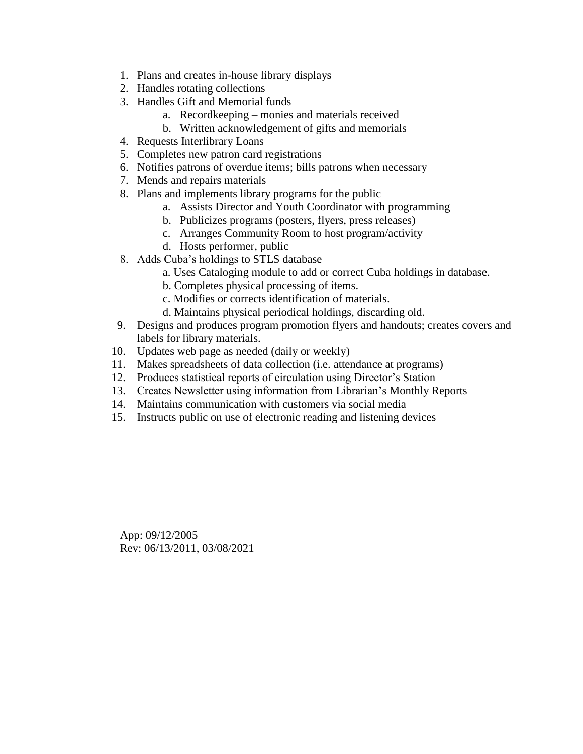1. Plans and creates in-house library displays
2. Handles rotating collections
3. Handles Gift and Memorial funds
    a. Recordkeeping – monies and materials received
    b. Written acknowledgement of gifts and memorials
4. Requests Interlibrary Loans
5. Completes new patron card registrations
6. Notifies patrons of overdue items; bills patrons when necessary
7. Mends and repairs materials
8. Plans and implements library programs for the public
    a. Assists Director and Youth Coordinator with programming
    b. Publicizes programs (posters, flyers, press releases)
    c. Arranges Community Room to host program/activity
    d. Hosts performer, public

8\. Adds Cuba's holdings to STLS database
    a. Uses Cataloging module to add or correct Cuba holdings in database.
    b. Completes physical processing of items.
    c. Modifies or corrects identification of materials.
    d. Maintains physical periodical holdings, discarding old.

9\. Designs and produces program promotion flyers and handouts; creates covers and labels for library materials.

10\. Updates web page as needed (daily or weekly)

11\. Makes spreadsheets of data collection (i.e. attendance at programs)

12\. Produces statistical reports of circulation using Director's Station

13\. Creates Newsletter using information from Librarian's Monthly Reports

14\. Maintains communication with customers via social media

15\. Instructs public on use of electronic reading and listening devices

App: 09/12/2005
Rev: 06/13/2011, 03/08/2021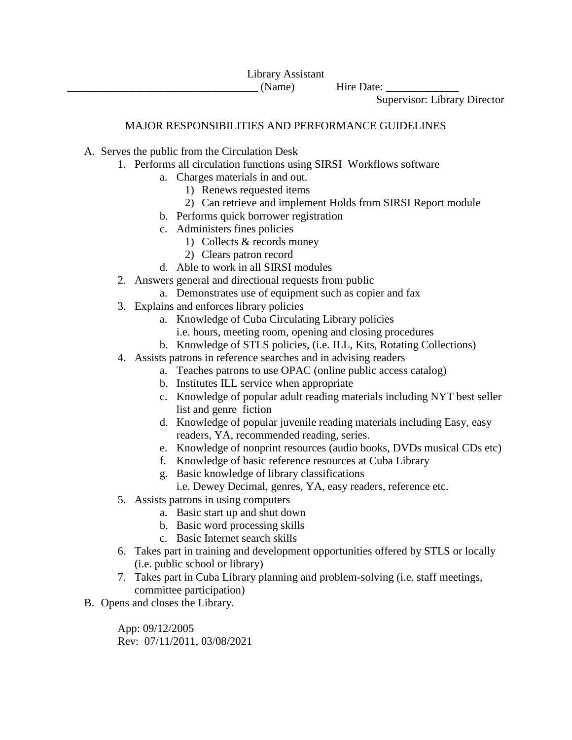Library Assistant

__________________________________ (Name)   Hire Date: _____________

Supervisor: Library Director

MAJOR RESPONSIBILITIES AND PERFORMANCE GUIDELINES

A. Serves the public from the Circulation Desk
    1. Performs all circulation functions using SIRSI Workflows software
        a. Charges materials in and out.
            1) Renews requested items
            2) Can retrieve and implement Holds from SIRSI Report module
        b. Performs quick borrower registration
        c. Administers fines policies
            1) Collects & records money
            2) Clears patron record
        d. Able to work in all SIRSI modules
    2. Answers general and directional requests from public
        a. Demonstrates use of equipment such as copier and fax
    3. Explains and enforces library policies
        a. Knowledge of Cuba Circulating Library policies
           i.e. hours, meeting room, opening and closing procedures
        b. Knowledge of STLS policies, (i.e. ILL, Kits, Rotating Collections)
    4. Assists patrons in reference searches and in advising readers
        a. Teaches patrons to use OPAC (online public access catalog)
        b. Institutes ILL service when appropriate
        c. Knowledge of popular adult reading materials including NYT best seller list and genre fiction
        d. Knowledge of popular juvenile reading materials including Easy, easy readers, YA, recommended reading, series.
        e. Knowledge of nonprint resources (audio books, DVDs musical CDs etc)
        f. Knowledge of basic reference resources at Cuba Library
        g. Basic knowledge of library classifications
           i.e. Dewey Decimal, genres, YA, easy readers, reference etc.
    5. Assists patrons in using computers
        a. Basic start up and shut down
        b. Basic word processing skills
        c. Basic Internet search skills
    6. Takes part in training and development opportunities offered by STLS or locally (i.e. public school or library)
    7. Takes part in Cuba Library planning and problem-solving (i.e. staff meetings, committee participation)

B. Opens and closes the Library.

App: 09/12/2005
Rev: 07/11/2011, 03/08/2021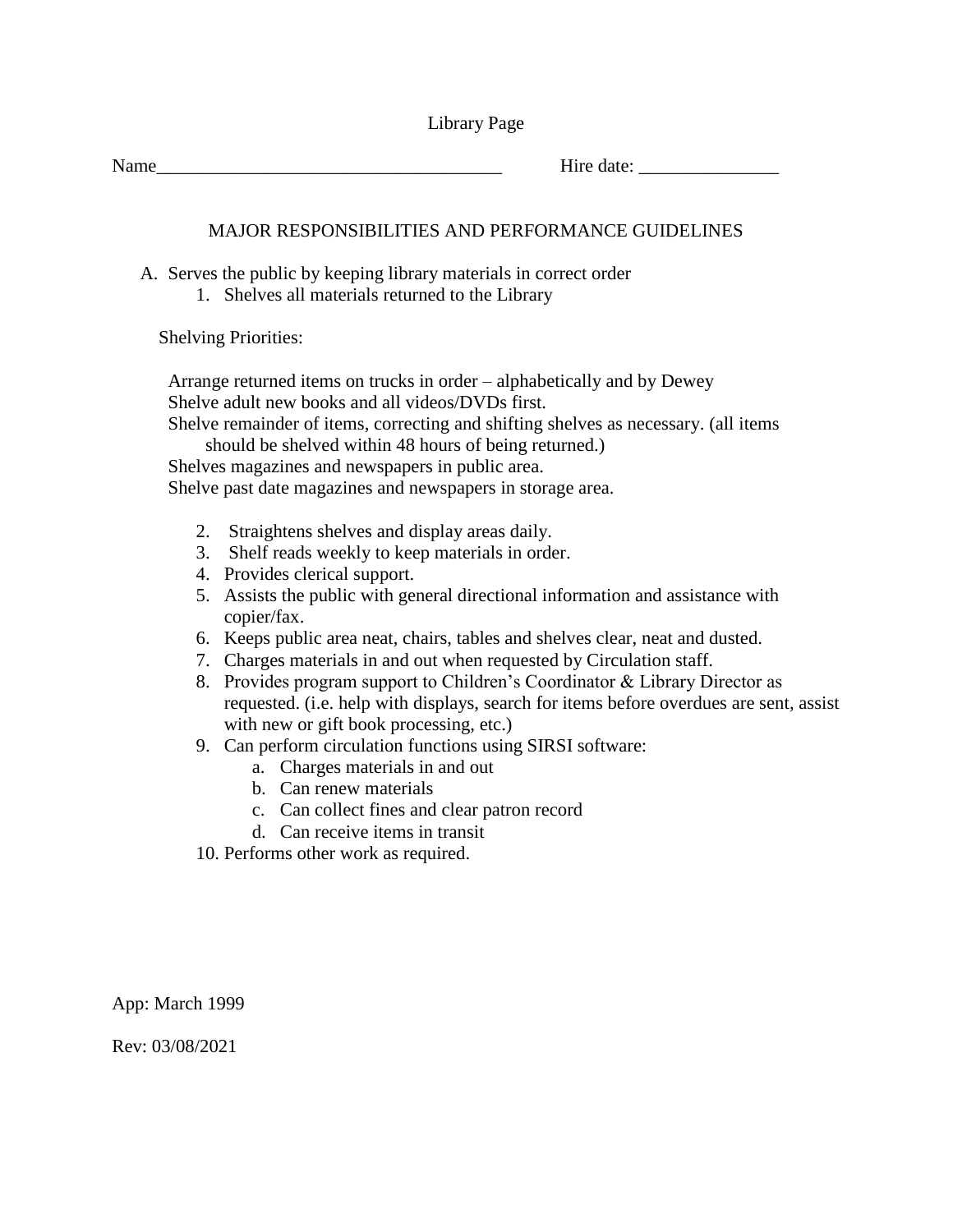# Library Page

Name_____________________________________ Hire date: _______________

## MAJOR RESPONSIBILITIES AND PERFORMANCE GUIDELINES

A. Serves the public by keeping library materials in correct order
   1. Shelves all materials returned to the Library

Shelving Priorities:

Arrange returned items on trucks in order – alphabetically and by Dewey
Shelve adult new books and all videos/DVDs first.
Shelve remainder of items, correcting and shifting shelves as necessary. (all items should be shelved within 48 hours of being returned.)
Shelves magazines and newspapers in public area.
Shelve past date magazines and newspapers in storage area.

2. Straightens shelves and display areas daily.
3. Shelf reads weekly to keep materials in order.
4. Provides clerical support.
5. Assists the public with general directional information and assistance with copier/fax.
6. Keeps public area neat, chairs, tables and shelves clear, neat and dusted.
7. Charges materials in and out when requested by Circulation staff.
8. Provides program support to Children's Coordinator & Library Director as requested. (i.e. help with displays, search for items before overdues are sent, assist with new or gift book processing, etc.)
9. Can perform circulation functions using SIRSI software:
   a. Charges materials in and out
   b. Can renew materials
   c. Can collect fines and clear patron record
   d. Can receive items in transit
10. Performs other work as required.

App: March 1999

Rev: 03/08/2021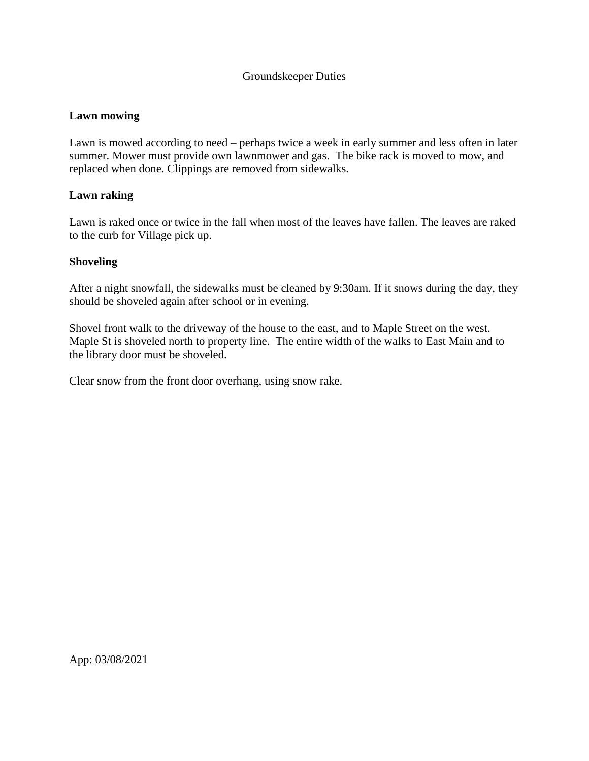# Groundskeeper Duties

**Lawn mowing**

Lawn is mowed according to need – perhaps twice a week in early summer and less often in later summer. Mower must provide own lawnmower and gas. The bike rack is moved to mow, and replaced when done. Clippings are removed from sidewalks.

**Lawn raking**

Lawn is raked once or twice in the fall when most of the leaves have fallen. The leaves are raked to the curb for Village pick up.

**Shoveling**

After a night snowfall, the sidewalks must be cleaned by 9:30am. If it snows during the day, they should be shoveled again after school or in evening.

Shovel front walk to the driveway of the house to the east, and to Maple Street on the west. Maple St is shoveled north to property line. The entire width of the walks to East Main and to the library door must be shoveled.

Clear snow from the front door overhang, using snow rake.

App: 03/08/2021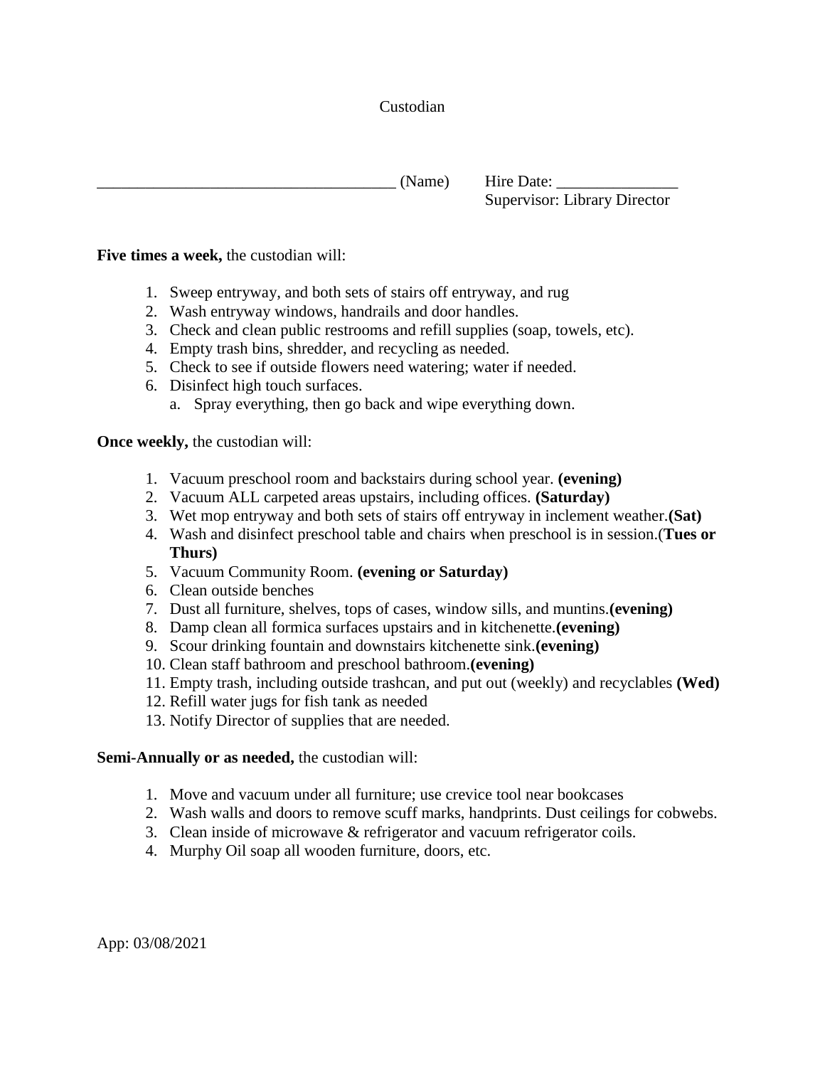# Custodian

_____________________________________ (Name)  Hire Date: _______________
Supervisor: Library Director

**Five times a week,** the custodian will:

1. Sweep entryway, and both sets of stairs off entryway, and rug
2. Wash entryway windows, handrails and door handles.
3. Check and clean public restrooms and refill supplies (soap, towels, etc).
4. Empty trash bins, shredder, and recycling as needed.
5. Check to see if outside flowers need watering; water if needed.
6. Disinfect high touch surfaces.
   a. Spray everything, then go back and wipe everything down.

**Once weekly,** the custodian will:

1. Vacuum preschool room and backstairs during school year. **(evening)**
2. Vacuum ALL carpeted areas upstairs, including offices. **(Saturday)**
3. Wet mop entryway and both sets of stairs off entryway in inclement weather.**(Sat)**
4. Wash and disinfect preschool table and chairs when preschool is in session.(**Tues or Thurs)**
5. Vacuum Community Room. **(evening or Saturday)**
6. Clean outside benches
7. Dust all furniture, shelves, tops of cases, window sills, and muntins.**(evening)**
8. Damp clean all formica surfaces upstairs and in kitchenette.**(evening)**
9. Scour drinking fountain and downstairs kitchenette sink.**(evening)**
10. Clean staff bathroom and preschool bathroom.**(evening)**
11. Empty trash, including outside trashcan, and put out (weekly) and recyclables **(Wed)**
12. Refill water jugs for fish tank as needed
13. Notify Director of supplies that are needed.

**Semi-Annually or as needed,** the custodian will:

1. Move and vacuum under all furniture; use crevice tool near bookcases
2. Wash walls and doors to remove scuff marks, handprints. Dust ceilings for cobwebs.
3. Clean inside of microwave & refrigerator and vacuum refrigerator coils.
4. Murphy Oil soap all wooden furniture, doors, etc.

App: 03/08/2021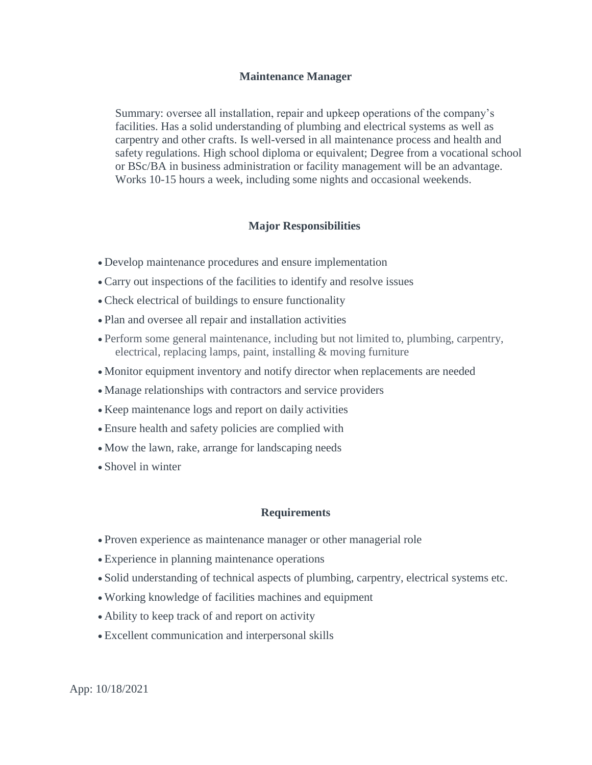# Maintenance Manager

Summary: oversee all installation, repair and upkeep operations of the company's facilities. Has a solid understanding of plumbing and electrical systems as well as carpentry and other crafts. Is well-versed in all maintenance process and health and safety regulations. High school diploma or equivalent; Degree from a vocational school or BSc/BA in business administration or facility management will be an advantage. Works 10-15 hours a week, including some nights and occasional weekends.

## Major Responsibilities

- Develop maintenance procedures and ensure implementation
- Carry out inspections of the facilities to identify and resolve issues
- Check electrical of buildings to ensure functionality
- Plan and oversee all repair and installation activities
- Perform some general maintenance, including but not limited to, plumbing, carpentry, electrical, replacing lamps, paint, installing & moving furniture
- Monitor equipment inventory and notify director when replacements are needed
- Manage relationships with contractors and service providers
- Keep maintenance logs and report on daily activities
- Ensure health and safety policies are complied with
- Mow the lawn, rake, arrange for landscaping needs
- Shovel in winter

## Requirements

- Proven experience as maintenance manager or other managerial role
- Experience in planning maintenance operations
- Solid understanding of technical aspects of plumbing, carpentry, electrical systems etc.
- Working knowledge of facilities machines and equipment
- Ability to keep track of and report on activity
- Excellent communication and interpersonal skills

App: 10/18/2021